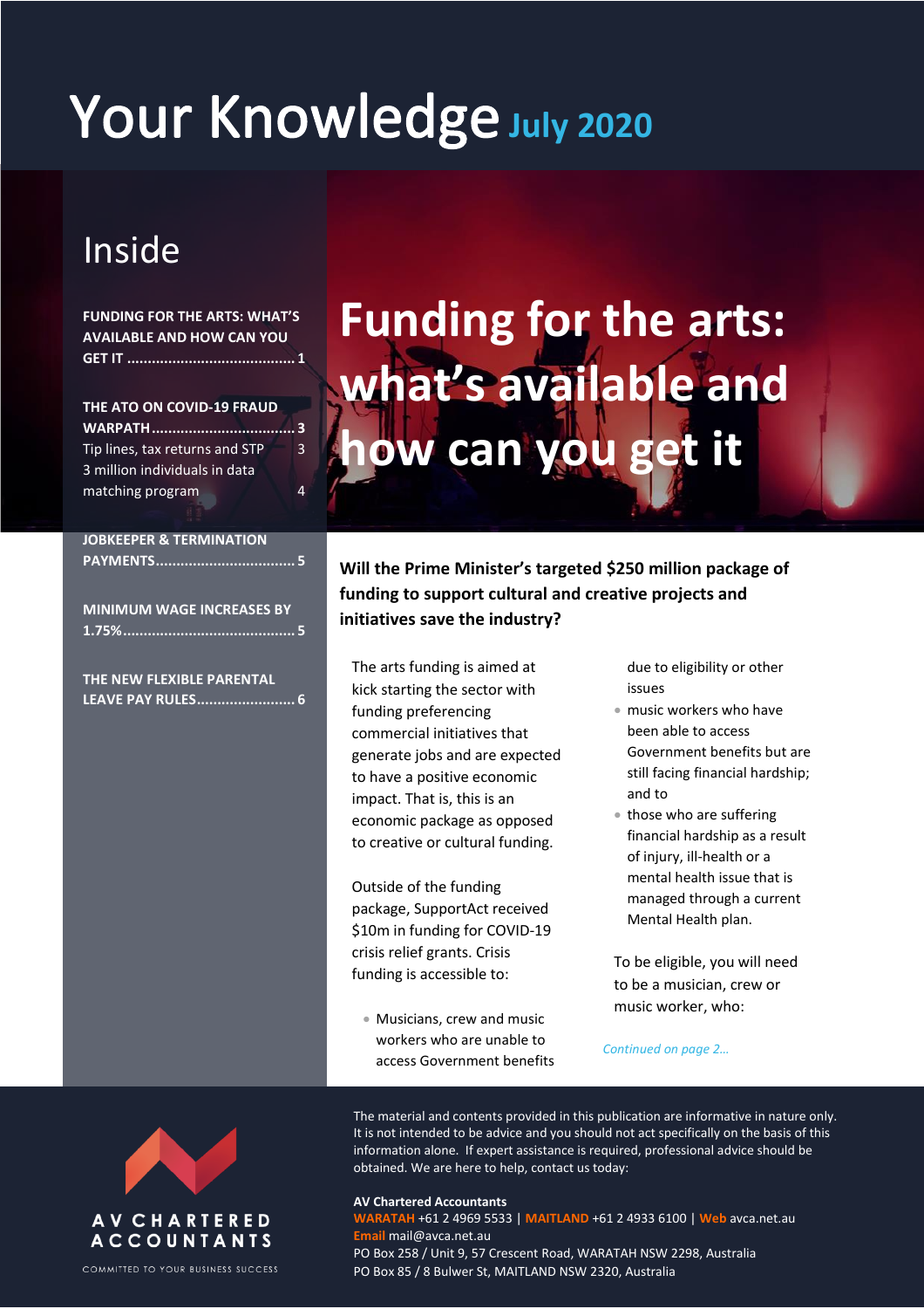# Your Knowledge July 2020

## Inside

**FUNDING FOR THE ARTS: WHAT'S AVAILABLE AND HOW CAN YOU GET IT** ........ 1

**THE ATO ON COVID-19 FRAUD WARPATH** ........ 3
Tip lines, tax returns and STP ........ 3
3 million individuals in data matching program ........ 4

**JOBKEEPER & TERMINATION PAYMENTS** ........ 5

**MINIMUM WAGE INCREASES BY 1.75%** ........ 5

**THE NEW FLEXIBLE PARENTAL LEAVE PAY RULES** ........ 6

# Funding for the arts: what's available and how can you get it

**Will the Prime Minister's targeted $250 million package of funding to support cultural and creative projects and initiatives save the industry?**

The arts funding is aimed at kick starting the sector with funding preferencing commercial initiatives that generate jobs and are expected to have a positive economic impact. That is, this is an economic package as opposed to creative or cultural funding.

Outside of the funding package, SupportAct received $10m in funding for COVID-19 crisis relief grants. Crisis funding is accessible to:

- Musicians, crew and music workers who are unable to access Government benefits due to eligibility or other issues
- music workers who have been able to access Government benefits but are still facing financial hardship; and to
- those who are suffering financial hardship as a result of injury, ill-health or a mental health issue that is managed through a current Mental Health plan.

To be eligible, you will need to be a musician, crew or music worker, who:

*Continued on page 2…*

The material and contents provided in this publication are informative in nature only. It is not intended to be advice and you should not act specifically on the basis of this information alone. If expert assistance is required, professional advice should be obtained. We are here to help, contact us today:

**AV Chartered Accountants**
**WARATAH** +61 2 4969 5533 | **MAITLAND** +61 2 4933 6100 | **Web** avca.net.au
**Email** mail@avca.net.au
PO Box 258 / Unit 9, 57 Crescent Road, WARATAH NSW 2298, Australia
PO Box 85 / 8 Bulwer St, MAITLAND NSW 2320, Australia

AV CHARTERED ACCOUNTANTS
COMMITTED TO YOUR BUSINESS SUCCESS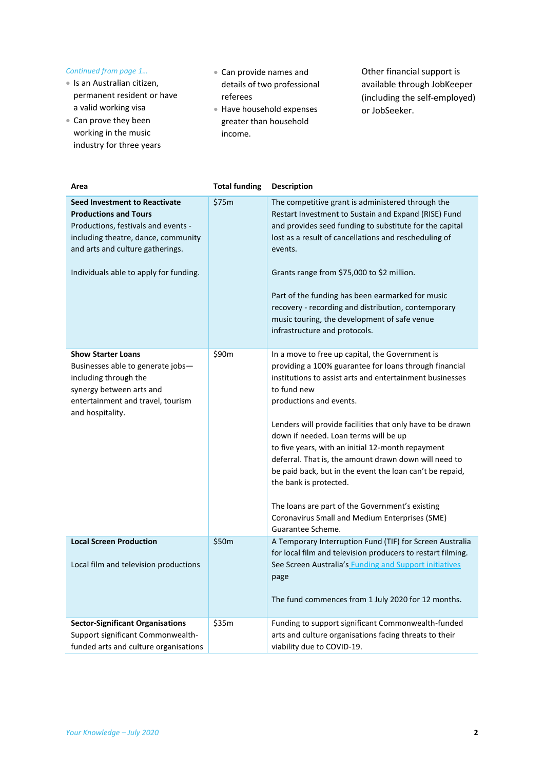*Continued from page 1…*

- Is an Australian citizen, permanent resident or have a valid working visa
- Can prove they been working in the music industry for three years
- Can provide names and details of two professional referees
- Have household expenses greater than household income.

Other financial support is available through JobKeeper (including the self-employed) or JobSeeker.

| Area | Total funding | Description |
|---|---|---|
| **Seed Investment to Reactivate Productions and Tours**<br>Productions, festivals and events - including theatre, dance, community and arts and culture gatherings.<br><br>Individuals able to apply for funding. | $75m | The competitive grant is administered through the Restart Investment to Sustain and Expand (RISE) Fund and provides seed funding to substitute for the capital lost as a result of cancellations and rescheduling of events.<br><br>Grants range from $75,000 to $2 million.<br><br>Part of the funding has been earmarked for music recovery - recording and distribution, contemporary music touring, the development of safe venue infrastructure and protocols. |
| **Show Starter Loans**<br>Businesses able to generate jobs—including through the synergy between arts and entertainment and travel, tourism and hospitality. | $90m | In a move to free up capital, the Government is providing a 100% guarantee for loans through financial institutions to assist arts and entertainment businesses to fund new productions and events.<br><br>Lenders will provide facilities that only have to be drawn down if needed. Loan terms will be up to five years, with an initial 12-month repayment deferral. That is, the amount drawn down will need to be paid back, but in the event the loan can't be repaid, the bank is protected.<br><br>The loans are part of the Government's existing Coronavirus Small and Medium Enterprises (SME) Guarantee Scheme. |
| **Local Screen Production**<br><br>Local film and television productions | $50m | A Temporary Interruption Fund (TIF) for Screen Australia for local film and television producers to restart filming. See Screen Australia's Funding and Support initiatives page<br><br>The fund commences from 1 July 2020 for 12 months. |
| **Sector-Significant Organisations**<br>Support significant Commonwealth-funded arts and culture organisations | $35m | Funding to support significant Commonwealth-funded arts and culture organisations facing threats to their viability due to COVID-19. |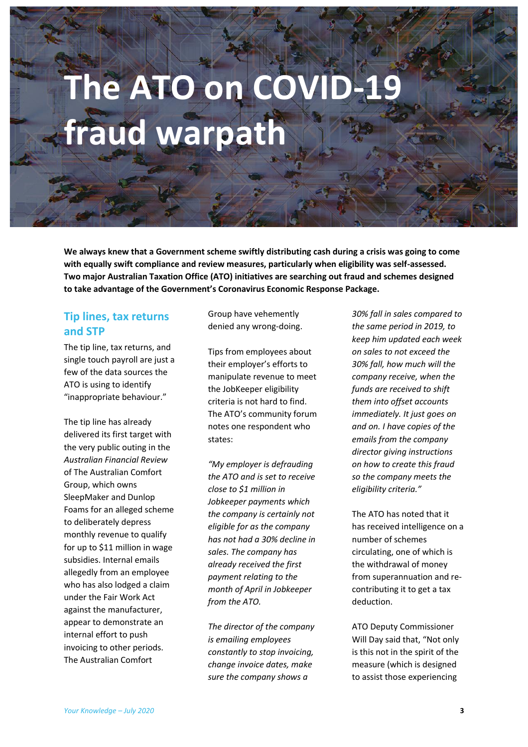# The ATO on COVID-19 fraud warpath

**We always knew that a Government scheme swiftly distributing cash during a crisis was going to come with equally swift compliance and review measures, particularly when eligibility was self-assessed. Two major Australian Taxation Office (ATO) initiatives are searching out fraud and schemes designed to take advantage of the Government's Coronavirus Economic Response Package.**

## Tip lines, tax returns and STP

The tip line, tax returns, and single touch payroll are just a few of the data sources the ATO is using to identify "inappropriate behaviour."

The tip line has already delivered its first target with the very public outing in the *Australian Financial Review* of The Australian Comfort Group, which owns SleepMaker and Dunlop Foams for an alleged scheme to deliberately depress monthly revenue to qualify for up to $11 million in wage subsidies. Internal emails allegedly from an employee who has also lodged a claim under the Fair Work Act against the manufacturer, appear to demonstrate an internal effort to push invoicing to other periods. The Australian Comfort Group have vehemently denied any wrong-doing.

Tips from employees about their employer's efforts to manipulate revenue to meet the JobKeeper eligibility criteria is not hard to find. The ATO's community forum notes one respondent who states:

*"My employer is defrauding the ATO and is set to receive close to $1 million in Jobkeeper payments which the company is certainly not eligible for as the company has not had a 30% decline in sales. The company has already received the first payment relating to the month of April in Jobkeeper from the ATO.*

*The director of the company is emailing employees constantly to stop invoicing, change invoice dates, make sure the company shows a 30% fall in sales compared to the same period in 2019, to keep him updated each week on sales to not exceed the 30% fall, how much will the company receive, when the funds are received to shift them into offset accounts immediately. It just goes on and on. I have copies of the emails from the company director giving instructions on how to create this fraud so the company meets the eligibility criteria."*

The ATO has noted that it has received intelligence on a number of schemes circulating, one of which is the withdrawal of money from superannuation and re-contributing it to get a tax deduction.

ATO Deputy Commissioner Will Day said that, "Not only is this not in the spirit of the measure (which is designed to assist those experiencing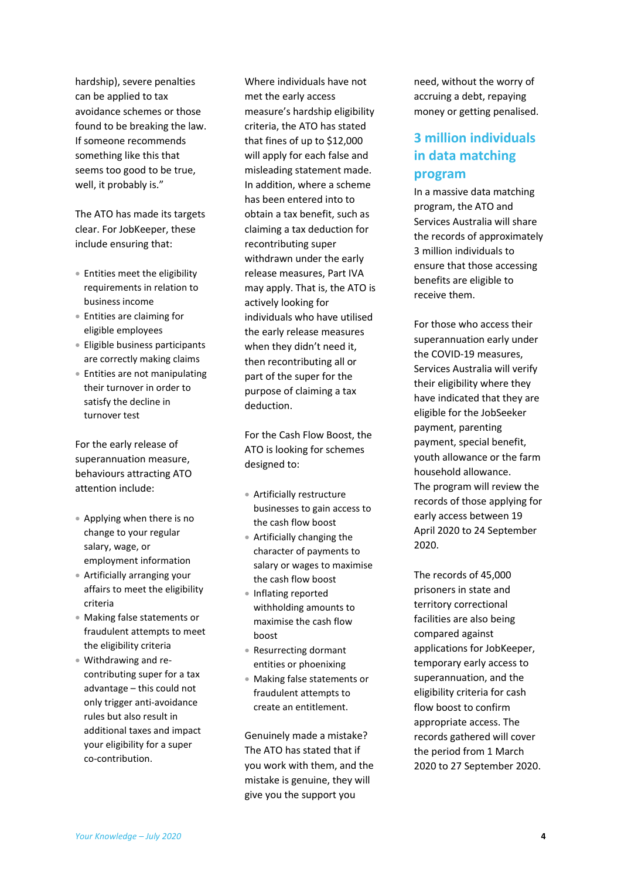hardship), severe penalties can be applied to tax avoidance schemes or those found to be breaking the law. If someone recommends something like this that seems too good to be true, well, it probably is."

The ATO has made its targets clear. For JobKeeper, these include ensuring that:

- Entities meet the eligibility requirements in relation to business income
- Entities are claiming for eligible employees
- Eligible business participants are correctly making claims
- Entities are not manipulating their turnover in order to satisfy the decline in turnover test

For the early release of superannuation measure, behaviours attracting ATO attention include:

- Applying when there is no change to your regular salary, wage, or employment information
- Artificially arranging your affairs to meet the eligibility criteria
- Making false statements or fraudulent attempts to meet the eligibility criteria
- Withdrawing and re-contributing super for a tax advantage – this could not only trigger anti-avoidance rules but also result in additional taxes and impact your eligibility for a super co-contribution.

Where individuals have not met the early access measure's hardship eligibility criteria, the ATO has stated that fines of up to $12,000 will apply for each false and misleading statement made. In addition, where a scheme has been entered into to obtain a tax benefit, such as claiming a tax deduction for recontributing super withdrawn under the early release measures, Part IVA may apply. That is, the ATO is actively looking for individuals who have utilised the early release measures when they didn't need it, then recontributing all or part of the super for the purpose of claiming a tax deduction.

For the Cash Flow Boost, the ATO is looking for schemes designed to:

- Artificially restructure businesses to gain access to the cash flow boost
- Artificially changing the character of payments to salary or wages to maximise the cash flow boost
- Inflating reported withholding amounts to maximise the cash flow boost
- Resurrecting dormant entities or phoenixing
- Making false statements or fraudulent attempts to create an entitlement.

Genuinely made a mistake? The ATO has stated that if you work with them, and the mistake is genuine, they will give you the support you need, without the worry of accruing a debt, repaying money or getting penalised.

## 3 million individuals in data matching program

In a massive data matching program, the ATO and Services Australia will share the records of approximately 3 million individuals to ensure that those accessing benefits are eligible to receive them.

For those who access their superannuation early under the COVID-19 measures, Services Australia will verify their eligibility where they have indicated that they are eligible for the JobSeeker payment, parenting payment, special benefit, youth allowance or the farm household allowance. The program will review the records of those applying for early access between 19 April 2020 to 24 September 2020.

The records of 45,000 prisoners in state and territory correctional facilities are also being compared against applications for JobKeeper, temporary early access to superannuation, and the eligibility criteria for cash flow boost to confirm appropriate access. The records gathered will cover the period from 1 March 2020 to 27 September 2020.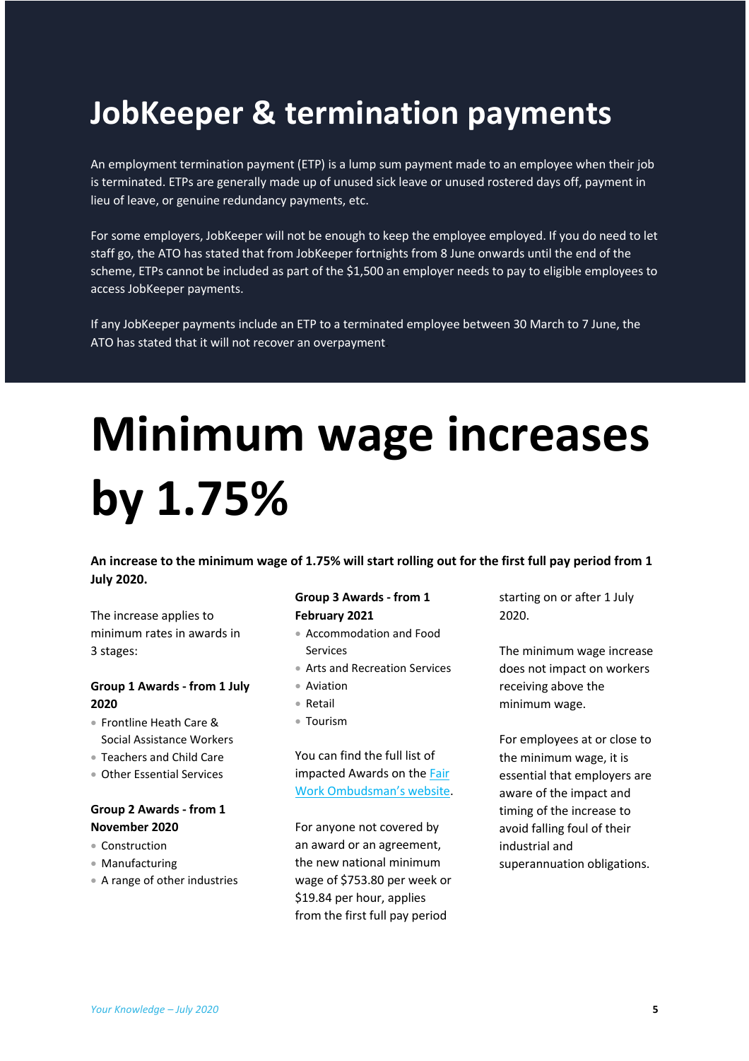# JobKeeper & termination payments

An employment termination payment (ETP) is a lump sum payment made to an employee when their job is terminated. ETPs are generally made up of unused sick leave or unused rostered days off, payment in lieu of leave, or genuine redundancy payments, etc.

For some employers, JobKeeper will not be enough to keep the employee employed. If you do need to let staff go, the ATO has stated that from JobKeeper fortnights from 8 June onwards until the end of the scheme, ETPs cannot be included as part of the $1,500 an employer needs to pay to eligible employees to access JobKeeper payments.

If any JobKeeper payments include an ETP to a terminated employee between 30 March to 7 June, the ATO has stated that it will not recover an overpayment.

# Minimum wage increases by 1.75%

**An increase to the minimum wage of 1.75% will start rolling out for the first full pay period from 1 July 2020.**

The increase applies to minimum rates in awards in 3 stages:

**Group 1 Awards - from 1 July 2020**

- Frontline Heath Care & Social Assistance Workers
- Teachers and Child Care
- Other Essential Services

**Group 2 Awards - from 1 November 2020**

- Construction
- Manufacturing
- A range of other industries

**Group 3 Awards - from 1 February 2021**

- Accommodation and Food Services
- Arts and Recreation Services
- Aviation
- Retail
- Tourism

You can find the full list of impacted Awards on the [Fair Work Ombudsman's website](Fair Work Ombudsman's website).

For anyone not covered by an award or an agreement, the new national minimum wage of $753.80 per week or $19.84 per hour, applies from the first full pay period starting on or after 1 July 2020.

The minimum wage increase does not impact on workers receiving above the minimum wage.

For employees at or close to the minimum wage, it is essential that employers are aware of the impact and timing of the increase to avoid falling foul of their industrial and superannuation obligations.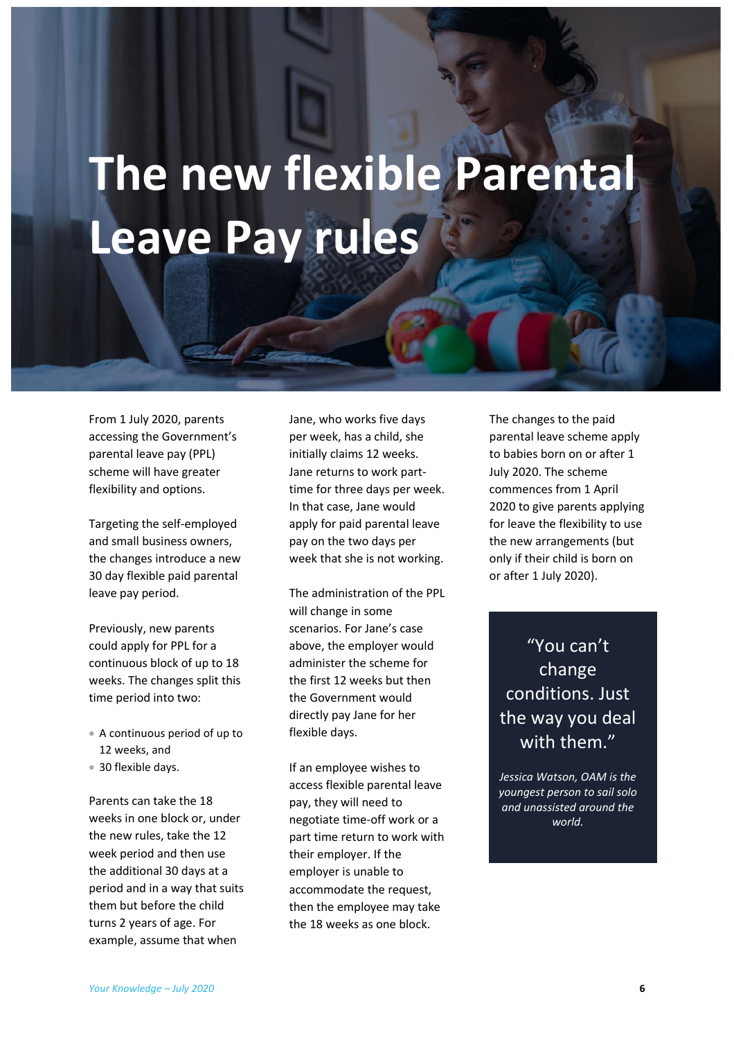# The new flexible Parental Leave Pay rules

From 1 July 2020, parents accessing the Government's parental leave pay (PPL) scheme will have greater flexibility and options.

Targeting the self-employed and small business owners, the changes introduce a new 30 day flexible paid parental leave pay period.

Previously, new parents could apply for PPL for a continuous block of up to 18 weeks. The changes split this time period into two:

- A continuous period of up to 12 weeks, and
- 30 flexible days.

Parents can take the 18 weeks in one block or, under the new rules, take the 12 week period and then use the additional 30 days at a period and in a way that suits them but before the child turns 2 years of age. For example, assume that when Jane, who works five days per week, has a child, she initially claims 12 weeks. Jane returns to work part-time for three days per week. In that case, Jane would apply for paid parental leave pay on the two days per week that she is not working.

The administration of the PPL will change in some scenarios. For Jane's case above, the employer would administer the scheme for the first 12 weeks but then the Government would directly pay Jane for her flexible days.

If an employee wishes to access flexible parental leave pay, they will need to negotiate time-off work or a part time return to work with their employer. If the employer is unable to accommodate the request, then the employee may take the 18 weeks as one block.

The changes to the paid parental leave scheme apply to babies born on or after 1 July 2020. The scheme commences from 1 April 2020 to give parents applying for leave the flexibility to use the new arrangements (but only if their child is born on or after 1 July 2020).

> "You can't change conditions. Just the way you deal with them."
>
> *Jessica Watson, OAM is the youngest person to sail solo and unassisted around the world.*